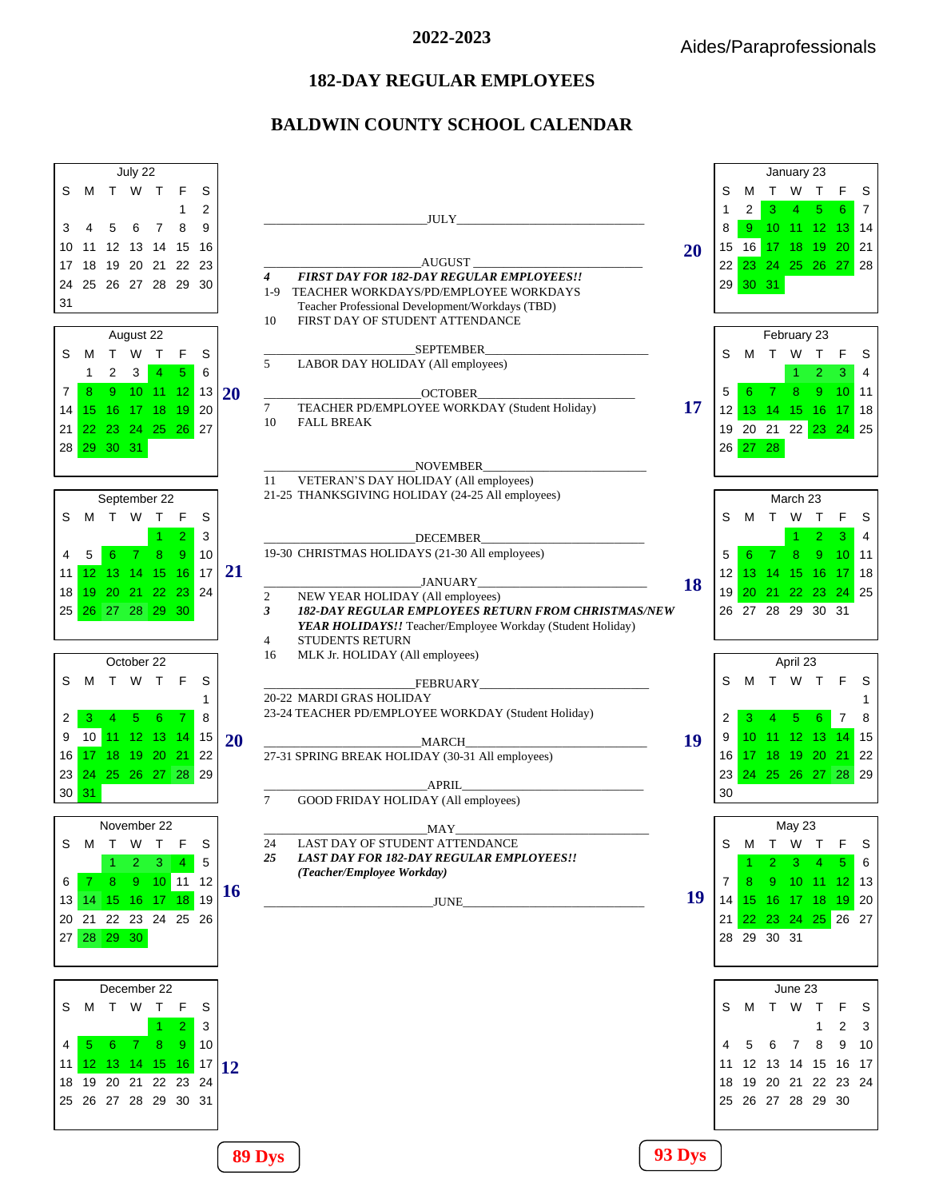# 2022-2023

Aides/Paraprofessionals

## 182-DAY REGULAR EMPLOYEES

## BALDWIN COUNTY SCHOOL CALENDAR

**July 22**

| S | M | T | W | T | F | S |
|---|---|---|---|---|---|---|
| | | | | | 1 | 2 |
| 3 | 4 | 5 | 6 | 7 | 8 | 9 |
| 10 | 11 | 12 | 13 | 14 | 15 | 16 |
| 17 | 18 | 19 | 20 | 21 | 22 | 23 |
| 24 | 25 | 26 | 27 | 28 | 29 | 30 |
| 31 | | | | | | |

**August 22** — 20

| S | M | T | W | T | F | S |
|---|---|---|---|---|---|---|
| | 1 | 2 | 3 | 4 | 5 | 6 |
| 7 | 8 | 9 | 10 | 11 | 12 | 13 |
| 14 | 15 | 16 | 17 | 18 | 19 | 20 |
| 21 | 22 | 23 | 24 | 25 | 26 | 27 |
| 28 | 29 | 30 | 31 | | | |

**September 22** — 21

| S | M | T | W | T | F | S |
|---|---|---|---|---|---|---|
| | | | | 1 | 2 | 3 |
| 4 | 5 | 6 | 7 | 8 | 9 | 10 |
| 11 | 12 | 13 | 14 | 15 | 16 | 17 |
| 18 | 19 | 20 | 21 | 22 | 23 | 24 |
| 25 | 26 | 27 | 28 | 29 | 30 | |

**October 22** — 20

| S | M | T | W | T | F | S |
|---|---|---|---|---|---|---|
| | | | | | | 1 |
| 2 | 3 | 4 | 5 | 6 | 7 | 8 |
| 9 | 10 | 11 | 12 | 13 | 14 | 15 |
| 16 | 17 | 18 | 19 | 20 | 21 | 22 |
| 23 | 24 | 25 | 26 | 27 | 28 | 29 |
| 30 | 31 | | | | | |

**November 22** — 16

| S | M | T | W | T | F | S |
|---|---|---|---|---|---|---|
| | | 1 | 2 | 3 | 4 | 5 |
| 6 | 7 | 8 | 9 | 10 | 11 | 12 |
| 13 | 14 | 15 | 16 | 17 | 18 | 19 |
| 20 | 21 | 22 | 23 | 24 | 25 | 26 |
| 27 | 28 | 29 | 30 | | | |

**December 22** — 12

| S | M | T | W | T | F | S |
|---|---|---|---|---|---|---|
| | | | | 1 | 2 | 3 |
| 4 | 5 | 6 | 7 | 8 | 9 | 10 |
| 11 | 12 | 13 | 14 | 15 | 16 | 17 |
| 18 | 19 | 20 | 21 | 22 | 23 | 24 |
| 25 | 26 | 27 | 28 | 29 | 30 | 31 |

**89 Dys**

### JULY

### AUGUST

***4 FIRST DAY FOR 182-DAY REGULAR EMPLOYEES!!***

1-9 TEACHER WORKDAYS/PD/EMPLOYEE WORKDAYS
Teacher Professional Development/Workdays (TBD)

10 FIRST DAY OF STUDENT ATTENDANCE

### SEPTEMBER

5 LABOR DAY HOLIDAY (All employees)

### OCTOBER

7 TEACHER PD/EMPLOYEE WORKDAY (Student Holiday)

10 FALL BREAK

### NOVEMBER

11 VETERAN'S DAY HOLIDAY (All employees)

21-25 THANKSGIVING HOLIDAY (24-25 All employees)

### DECEMBER

19-30 CHRISTMAS HOLIDAYS (21-30 All employees)

### JANUARY

2 NEW YEAR HOLIDAY (All employees)

***3 182-DAY REGULAR EMPLOYEES RETURN FROM CHRISTMAS/NEW YEAR HOLIDAYS!!*** Teacher/Employee Workday (Student Holiday)

4 STUDENTS RETURN

16 MLK Jr. HOLIDAY (All employees)

### FEBRUARY

20-22 MARDI GRAS HOLIDAY

23-24 TEACHER PD/EMPLOYEE WORKDAY (Student Holiday)

### MARCH

27-31 SPRING BREAK HOLIDAY (30-31 All employees)

### APRIL

7 GOOD FRIDAY HOLIDAY (All employees)

### MAY

24 LAST DAY OF STUDENT ATTENDANCE

***25 LAST DAY FOR 182-DAY REGULAR EMPLOYEES!! (Teacher/Employee Workday)***

### JUNE

**January 23** — 20

| S | M | T | W | T | F | S |
|---|---|---|---|---|---|---|
| 1 | 2 | 3 | 4 | 5 | 6 | 7 |
| 8 | 9 | 10 | 11 | 12 | 13 | 14 |
| 15 | 16 | 17 | 18 | 19 | 20 | 21 |
| 22 | 23 | 24 | 25 | 26 | 27 | 28 |
| 29 | 30 | 31 | | | | |

**February 23** — 17

| S | M | T | W | T | F | S |
|---|---|---|---|---|---|---|
| | | | 1 | 2 | 3 | 4 |
| 5 | 6 | 7 | 8 | 9 | 10 | 11 |
| 12 | 13 | 14 | 15 | 16 | 17 | 18 |
| 19 | 20 | 21 | 22 | 23 | 24 | 25 |
| 26 | 27 | 28 | | | | |

**March 23** — 18

| S | M | T | W | T | F | S |
|---|---|---|---|---|---|---|
| | | | 1 | 2 | 3 | 4 |
| 5 | 6 | 7 | 8 | 9 | 10 | 11 |
| 12 | 13 | 14 | 15 | 16 | 17 | 18 |
| 19 | 20 | 21 | 22 | 23 | 24 | 25 |
| 26 | 27 | 28 | 29 | 30 | 31 | |

**April 23** — 19

| S | M | T | W | T | F | S |
|---|---|---|---|---|---|---|
| | | | | | | 1 |
| 2 | 3 | 4 | 5 | 6 | 7 | 8 |
| 9 | 10 | 11 | 12 | 13 | 14 | 15 |
| 16 | 17 | 18 | 19 | 20 | 21 | 22 |
| 23 | 24 | 25 | 26 | 27 | 28 | 29 |
| 30 | | | | | | |

**May 23** — 19

| S | M | T | W | T | F | S |
|---|---|---|---|---|---|---|
| | 1 | 2 | 3 | 4 | 5 | 6 |
| 7 | 8 | 9 | 10 | 11 | 12 | 13 |
| 14 | 15 | 16 | 17 | 18 | 19 | 20 |
| 21 | 22 | 23 | 24 | 25 | 26 | 27 |
| 28 | 29 | 30 | 31 | | | |

**June 23**

| S | M | T | W | T | F | S |
|---|---|---|---|---|---|---|
| | | | | 1 | 2 | 3 |
| 4 | 5 | 6 | 7 | 8 | 9 | 10 |
| 11 | 12 | 13 | 14 | 15 | 16 | 17 |
| 18 | 19 | 20 | 21 | 22 | 23 | 24 |
| 25 | 26 | 27 | 28 | 29 | 30 | |

**93 Dys**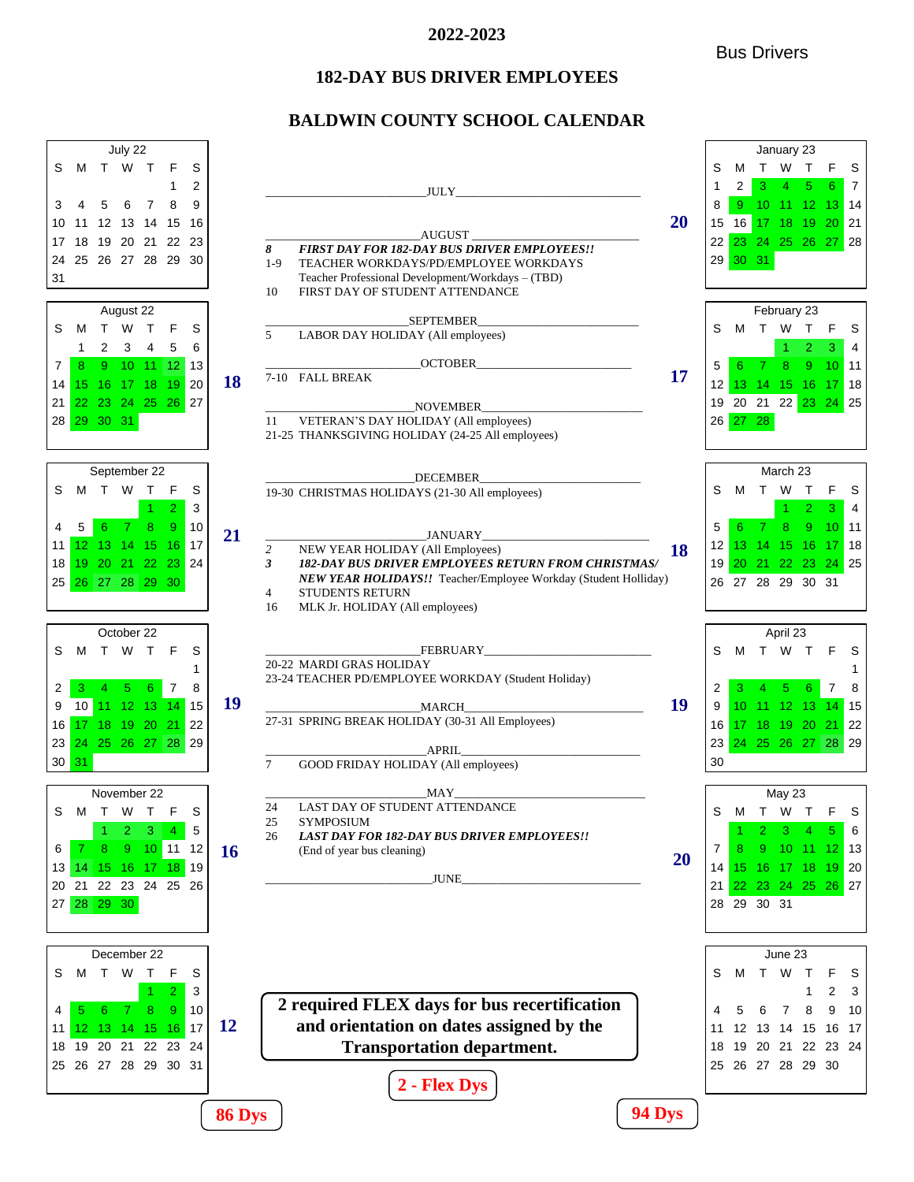# 2022-2023

Bus Drivers

## 182-DAY BUS DRIVER EMPLOYEES

## BALDWIN COUNTY SCHOOL CALENDAR

**July 22**

| S | M | T | W | T | F | S |
|---|---|---|---|---|---|---|
| | | | | | 1 | 2 |
| 3 | 4 | 5 | 6 | 7 | 8 | 9 |
| 10 | 11 | 12 | 13 | 14 | 15 | 16 |
| 17 | 18 | 19 | 20 | 21 | 22 | 23 |
| 24 | 25 | 26 | 27 | 28 | 29 | 30 |
| 31 | | | | | | |

**August 22** — 18

| S | M | T | W | T | F | S |
|---|---|---|---|---|---|---|
| | 1 | 2 | 3 | 4 | 5 | 6 |
| 7 | 8 | 9 | 10 | 11 | 12 | 13 |
| 14 | 15 | 16 | 17 | 18 | 19 | 20 |
| 21 | 22 | 23 | 24 | 25 | 26 | 27 |
| 28 | 29 | 30 | 31 | | | |

**September 22** — 21

| S | M | T | W | T | F | S |
|---|---|---|---|---|---|---|
| | | | | 1 | 2 | 3 |
| 4 | 5 | 6 | 7 | 8 | 9 | 10 |
| 11 | 12 | 13 | 14 | 15 | 16 | 17 |
| 18 | 19 | 20 | 21 | 22 | 23 | 24 |
| 25 | 26 | 27 | 28 | 29 | 30 | |

**October 22** — 19

| S | M | T | W | T | F | S |
|---|---|---|---|---|---|---|
| | | | | | | 1 |
| 2 | 3 | 4 | 5 | 6 | 7 | 8 |
| 9 | 10 | 11 | 12 | 13 | 14 | 15 |
| 16 | 17 | 18 | 19 | 20 | 21 | 22 |
| 23 | 24 | 25 | 26 | 27 | 28 | 29 |
| 30 | 31 | | | | | |

**November 22** — 16

| S | M | T | W | T | F | S |
|---|---|---|---|---|---|---|
| | | 1 | 2 | 3 | 4 | 5 |
| 6 | 7 | 8 | 9 | 10 | 11 | 12 |
| 13 | 14 | 15 | 16 | 17 | 18 | 19 |
| 20 | 21 | 22 | 23 | 24 | 25 | 26 |
| 27 | 28 | 29 | 30 | | | |

**December 22** — 12

| S | M | T | W | T | F | S |
|---|---|---|---|---|---|---|
| | | | | 1 | 2 | 3 |
| 4 | 5 | 6 | 7 | 8 | 9 | 10 |
| 11 | 12 | 13 | 14 | 15 | 16 | 17 |
| 18 | 19 | 20 | 21 | 22 | 23 | 24 |
| 25 | 26 | 27 | 28 | 29 | 30 | 31 |

**86 Dys**

### JULY

### AUGUST

- 8 ***FIRST DAY FOR 182-DAY BUS DRIVER EMPLOYEES!!***
- 1-9 TEACHER WORKDAYS/PD/EMPLOYEE WORKDAYS
  Teacher Professional Development/Workdays – (TBD)
- 10 FIRST DAY OF STUDENT ATTENDANCE

### SEPTEMBER

- 5 LABOR DAY HOLIDAY (All employees)

### OCTOBER

- 7-10 FALL BREAK

### NOVEMBER

- 11 VETERAN'S DAY HOLIDAY (All employees)
- 21-25 THANKSGIVING HOLIDAY (24-25 All employees)

### DECEMBER

- 19-30 CHRISTMAS HOLIDAYS (21-30 All employees)

### JANUARY

- 2 NEW YEAR HOLIDAY (All Employees)
- 3 ***182-DAY BUS DRIVER EMPLOYEES RETURN FROM CHRISTMAS/ NEW YEAR HOLIDAYS!!*** Teacher/Employee Workday (Student Holliday)
- 4 STUDENTS RETURN
- 16 MLK Jr. HOLIDAY (All employees)

### FEBRUARY

- 20-22 MARDI GRAS HOLIDAY
- 23-24 TEACHER PD/EMPLOYEE WORKDAY (Student Holiday)

### MARCH

- 27-31 SPRING BREAK HOLIDAY (30-31 All Employees)

### APRIL

- 7 GOOD FRIDAY HOLIDAY (All employees)

### MAY

- 24 LAST DAY OF STUDENT ATTENDANCE
- 25 SYMPOSIUM
- 26 ***LAST DAY FOR 182-DAY BUS DRIVER EMPLOYEES!!***
  (End of year bus cleaning)

### JUNE

**2 required FLEX days for bus recertification and orientation on dates assigned by the Transportation department.**

**2 - Flex Dys**

**January 23** — 20

| S | M | T | W | T | F | S |
|---|---|---|---|---|---|---|
| 1 | 2 | 3 | 4 | 5 | 6 | 7 |
| 8 | 9 | 10 | 11 | 12 | 13 | 14 |
| 15 | 16 | 17 | 18 | 19 | 20 | 21 |
| 22 | 23 | 24 | 25 | 26 | 27 | 28 |
| 29 | 30 | 31 | | | | |

**February 23** — 17

| S | M | T | W | T | F | S |
|---|---|---|---|---|---|---|
| | | | 1 | 2 | 3 | 4 |
| 5 | 6 | 7 | 8 | 9 | 10 | 11 |
| 12 | 13 | 14 | 15 | 16 | 17 | 18 |
| 19 | 20 | 21 | 22 | 23 | 24 | 25 |
| 26 | 27 | 28 | | | | |

**March 23** — 18

| S | M | T | W | T | F | S |
|---|---|---|---|---|---|---|
| | | | 1 | 2 | 3 | 4 |
| 5 | 6 | 7 | 8 | 9 | 10 | 11 |
| 12 | 13 | 14 | 15 | 16 | 17 | 18 |
| 19 | 20 | 21 | 22 | 23 | 24 | 25 |
| 26 | 27 | 28 | 29 | 30 | 31 | |

**April 23** — 19

| S | M | T | W | T | F | S |
|---|---|---|---|---|---|---|
| | | | | | | 1 |
| 2 | 3 | 4 | 5 | 6 | 7 | 8 |
| 9 | 10 | 11 | 12 | 13 | 14 | 15 |
| 16 | 17 | 18 | 19 | 20 | 21 | 22 |
| 23 | 24 | 25 | 26 | 27 | 28 | 29 |
| 30 | | | | | | |

**May 23** — 20

| S | M | T | W | T | F | S |
|---|---|---|---|---|---|---|
| | 1 | 2 | 3 | 4 | 5 | 6 |
| 7 | 8 | 9 | 10 | 11 | 12 | 13 |
| 14 | 15 | 16 | 17 | 18 | 19 | 20 |
| 21 | 22 | 23 | 24 | 25 | 26 | 27 |
| 28 | 29 | 30 | 31 | | | |

**June 23**

| S | M | T | W | T | F | S |
|---|---|---|---|---|---|---|
| | | | | 1 | 2 | 3 |
| 4 | 5 | 6 | 7 | 8 | 9 | 10 |
| 11 | 12 | 13 | 14 | 15 | 16 | 17 |
| 18 | 19 | 20 | 21 | 22 | 23 | 24 |
| 25 | 26 | 27 | 28 | 29 | 30 | |

**94 Dys**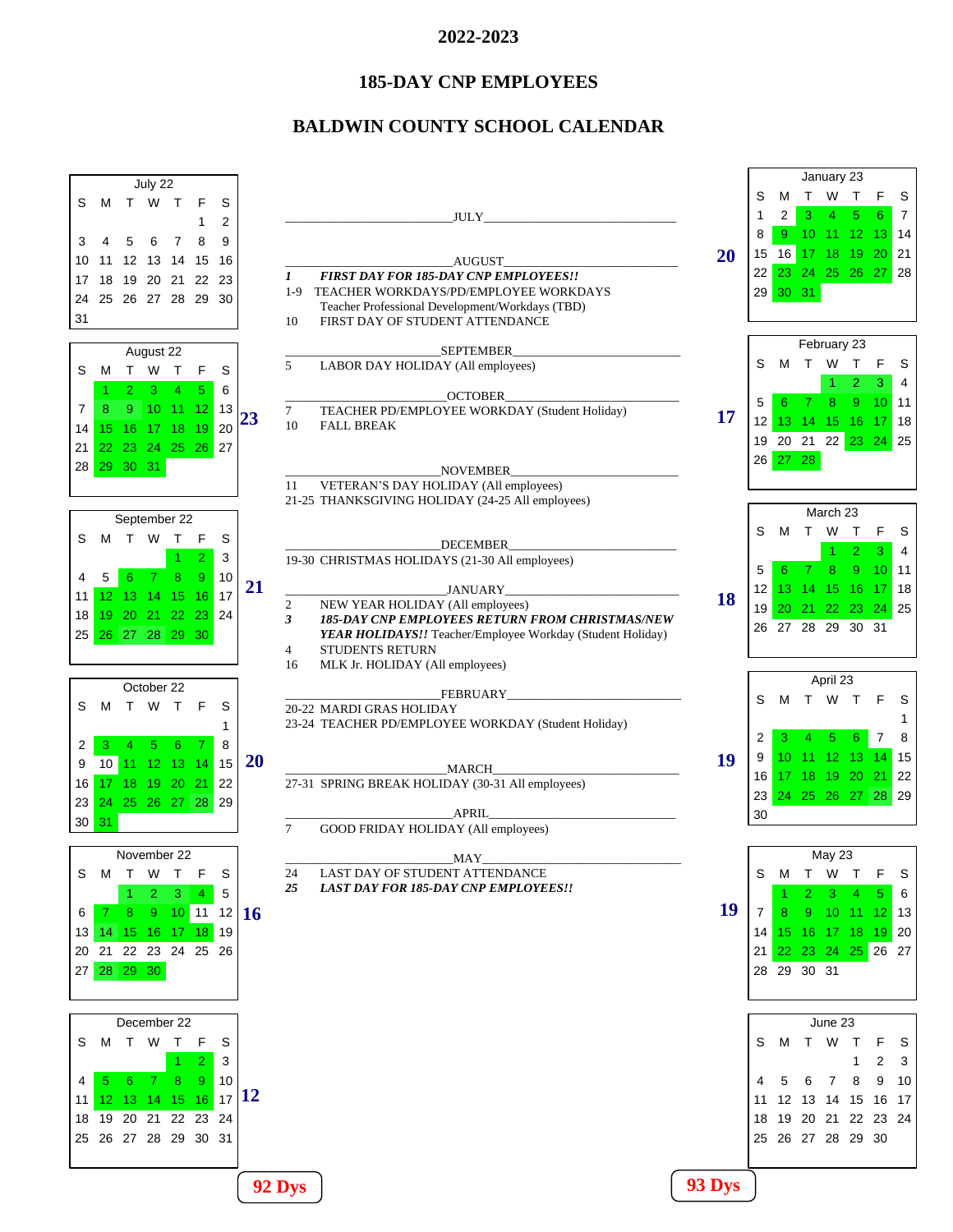# 2022-2023

## 185-DAY CNP EMPLOYEES

## BALDWIN COUNTY SCHOOL CALENDAR

**July 22**

| S | M | T | W | T | F | S |
|---|---|---|---|---|---|---|
| | | | | | 1 | 2 |
| 3 | 4 | 5 | 6 | 7 | 8 | 9 |
| 10 | 11 | 12 | 13 | 14 | 15 | 16 |
| 17 | 18 | 19 | 20 | 21 | 22 | 23 |
| 24 | 25 | 26 | 27 | 28 | 29 | 30 |
| 31 | | | | | | |

**August 22** — 23

| S | M | T | W | T | F | S |
|---|---|---|---|---|---|---|
| | 1 | 2 | 3 | 4 | 5 | 6 |
| 7 | 8 | 9 | 10 | 11 | 12 | 13 |
| 14 | 15 | 16 | 17 | 18 | 19 | 20 |
| 21 | 22 | 23 | 24 | 25 | 26 | 27 |
| 28 | 29 | 30 | 31 | | | |

**September 22** — 21

| S | M | T | W | T | F | S |
|---|---|---|---|---|---|---|
| | | | | 1 | 2 | 3 |
| 4 | 5 | 6 | 7 | 8 | 9 | 10 |
| 11 | 12 | 13 | 14 | 15 | 16 | 17 |
| 18 | 19 | 20 | 21 | 22 | 23 | 24 |
| 25 | 26 | 27 | 28 | 29 | 30 | |

**October 22** — 20

| S | M | T | W | T | F | S |
|---|---|---|---|---|---|---|
| | | | | | | 1 |
| 2 | 3 | 4 | 5 | 6 | 7 | 8 |
| 9 | 10 | 11 | 12 | 13 | 14 | 15 |
| 16 | 17 | 18 | 19 | 20 | 21 | 22 |
| 23 | 24 | 25 | 26 | 27 | 28 | 29 |
| 30 | 31 | | | | | |

**November 22** — 16

| S | M | T | W | T | F | S |
|---|---|---|---|---|---|---|
| | | 1 | 2 | 3 | 4 | 5 |
| 6 | 7 | 8 | 9 | 10 | 11 | 12 |
| 13 | 14 | 15 | 16 | 17 | 18 | 19 |
| 20 | 21 | 22 | 23 | 24 | 25 | 26 |
| 27 | 28 | 29 | 30 | | | |

**December 22** — 12

| S | M | T | W | T | F | S |
|---|---|---|---|---|---|---|
| | | | | 1 | 2 | 3 |
| 4 | 5 | 6 | 7 | 8 | 9 | 10 |
| 11 | 12 | 13 | 14 | 15 | 16 | 17 |
| 18 | 19 | 20 | 21 | 22 | 23 | 24 |
| 25 | 26 | 27 | 28 | 29 | 30 | 31 |

**92 Dys**

JULY

AUGUST

- ***1 FIRST DAY FOR 185-DAY CNP EMPLOYEES!!***
- 1-9 TEACHER WORKDAYS/PD/EMPLOYEE WORKDAYS Teacher Professional Development/Workdays (TBD)
- 10 FIRST DAY OF STUDENT ATTENDANCE

SEPTEMBER

- 5 LABOR DAY HOLIDAY (All employees)

OCTOBER

- 7 TEACHER PD/EMPLOYEE WORKDAY (Student Holiday)
- 10 FALL BREAK

NOVEMBER

- 11 VETERAN'S DAY HOLIDAY (All employees)
- 21-25 THANKSGIVING HOLIDAY (24-25 All employees)

DECEMBER

- 19-30 CHRISTMAS HOLIDAYS (21-30 All employees)

JANUARY

- 2 NEW YEAR HOLIDAY (All employees)
- ***3 185-DAY CNP EMPLOYEES RETURN FROM CHRISTMAS/NEW YEAR HOLIDAYS!!*** Teacher/Employee Workday (Student Holiday)
- 4 STUDENTS RETURN
- 16 MLK Jr. HOLIDAY (All employees)

FEBRUARY

- 20-22 MARDI GRAS HOLIDAY
- 23-24 TEACHER PD/EMPLOYEE WORKDAY (Student Holiday)

MARCH

- 27-31 SPRING BREAK HOLIDAY (30-31 All employees)

APRIL

- 7 GOOD FRIDAY HOLIDAY (All employees)

MAY

- 24 LAST DAY OF STUDENT ATTENDANCE
- ***25 LAST DAY FOR 185-DAY CNP EMPLOYEES!!***

**January 23** — 20

| S | M | T | W | T | F | S |
|---|---|---|---|---|---|---|
| 1 | 2 | 3 | 4 | 5 | 6 | 7 |
| 8 | 9 | 10 | 11 | 12 | 13 | 14 |
| 15 | 16 | 17 | 18 | 19 | 20 | 21 |
| 22 | 23 | 24 | 25 | 26 | 27 | 28 |
| 29 | 30 | 31 | | | | |

**February 23** — 17

| S | M | T | W | T | F | S |
|---|---|---|---|---|---|---|
| | | | 1 | 2 | 3 | 4 |
| 5 | 6 | 7 | 8 | 9 | 10 | 11 |
| 12 | 13 | 14 | 15 | 16 | 17 | 18 |
| 19 | 20 | 21 | 22 | 23 | 24 | 25 |
| 26 | 27 | 28 | | | | |

**March 23** — 18

| S | M | T | W | T | F | S |
|---|---|---|---|---|---|---|
| | | | 1 | 2 | 3 | 4 |
| 5 | 6 | 7 | 8 | 9 | 10 | 11 |
| 12 | 13 | 14 | 15 | 16 | 17 | 18 |
| 19 | 20 | 21 | 22 | 23 | 24 | 25 |
| 26 | 27 | 28 | 29 | 30 | 31 | |

**April 23** — 19

| S | M | T | W | T | F | S |
|---|---|---|---|---|---|---|
| | | | | | | 1 |
| 2 | 3 | 4 | 5 | 6 | 7 | 8 |
| 9 | 10 | 11 | 12 | 13 | 14 | 15 |
| 16 | 17 | 18 | 19 | 20 | 21 | 22 |
| 23 | 24 | 25 | 26 | 27 | 28 | 29 |
| 30 | | | | | | |

**May 23** — 19

| S | M | T | W | T | F | S |
|---|---|---|---|---|---|---|
| | 1 | 2 | 3 | 4 | 5 | 6 |
| 7 | 8 | 9 | 10 | 11 | 12 | 13 |
| 14 | 15 | 16 | 17 | 18 | 19 | 20 |
| 21 | 22 | 23 | 24 | 25 | 26 | 27 |
| 28 | 29 | 30 | 31 | | | |

**June 23**

| S | M | T | W | T | F | S |
|---|---|---|---|---|---|---|
| | | | | 1 | 2 | 3 |
| 4 | 5 | 6 | 7 | 8 | 9 | 10 |
| 11 | 12 | 13 | 14 | 15 | 16 | 17 |
| 18 | 19 | 20 | 21 | 22 | 23 | 24 |
| 25 | 26 | 27 | 28 | 29 | 30 | |

**93 Dys**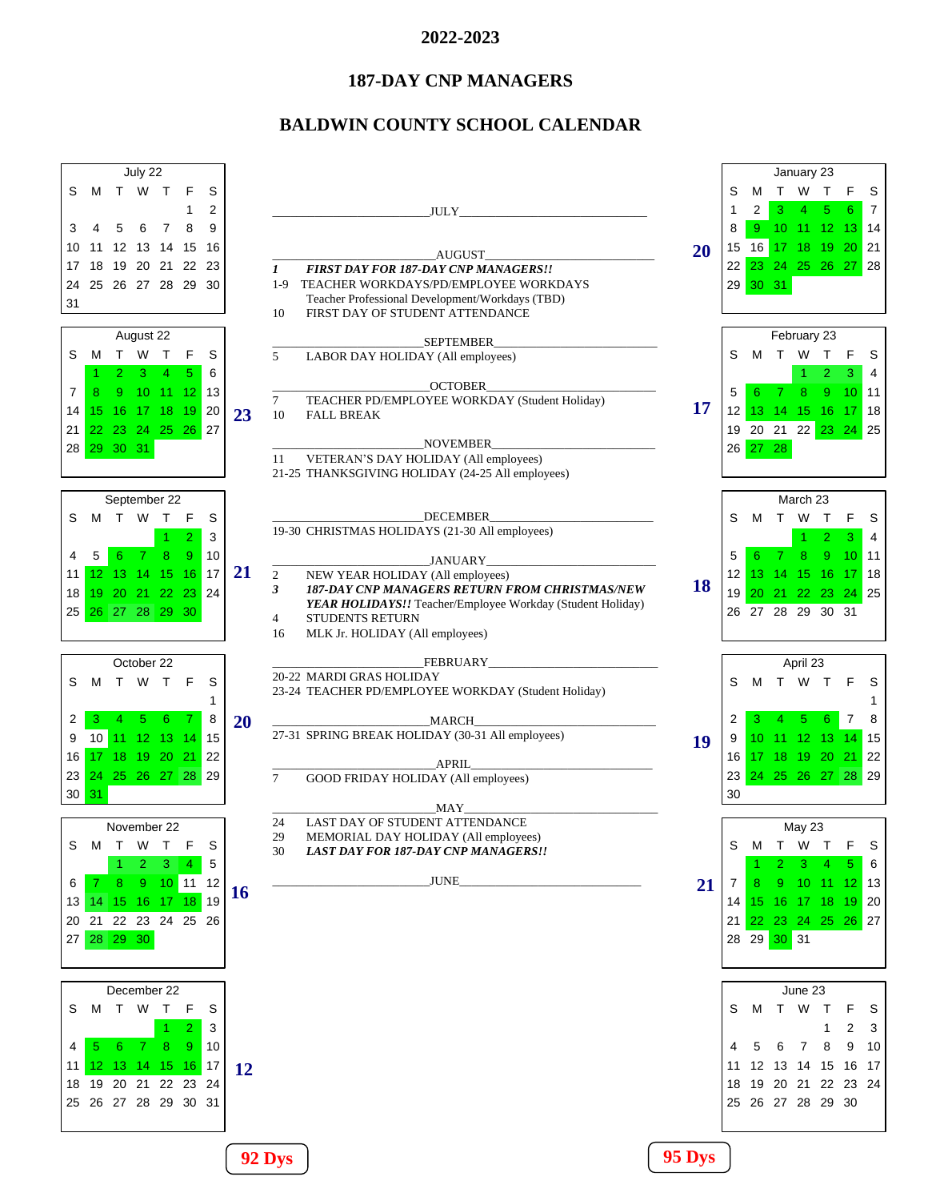# 2022-2023

## 187-DAY CNP MANAGERS

## BALDWIN COUNTY SCHOOL CALENDAR

**July 22**

| S | M | T | W | T | F | S |
|---|---|---|---|---|---|---|
| | | | | | 1 | 2 |
| 3 | 4 | 5 | 6 | 7 | 8 | 9 |
| 10 | 11 | 12 | 13 | 14 | 15 | 16 |
| 17 | 18 | 19 | 20 | 21 | 22 | 23 |
| 24 | 25 | 26 | 27 | 28 | 29 | 30 |
| 31 | | | | | | |

**August 22** — 23

| S | M | T | W | T | F | S |
|---|---|---|---|---|---|---|
| | 1 | 2 | 3 | 4 | 5 | 6 |
| 7 | 8 | 9 | 10 | 11 | 12 | 13 |
| 14 | 15 | 16 | 17 | 18 | 19 | 20 |
| 21 | 22 | 23 | 24 | 25 | 26 | 27 |
| 28 | 29 | 30 | 31 | | | |

**September 22** — 21

| S | M | T | W | T | F | S |
|---|---|---|---|---|---|---|
| | | | | 1 | 2 | 3 |
| 4 | 5 | 6 | 7 | 8 | 9 | 10 |
| 11 | 12 | 13 | 14 | 15 | 16 | 17 |
| 18 | 19 | 20 | 21 | 22 | 23 | 24 |
| 25 | 26 | 27 | 28 | 29 | 30 | |

**October 22** — 20

| S | M | T | W | T | F | S |
|---|---|---|---|---|---|---|
| | | | | | | 1 |
| 2 | 3 | 4 | 5 | 6 | 7 | 8 |
| 9 | 10 | 11 | 12 | 13 | 14 | 15 |
| 16 | 17 | 18 | 19 | 20 | 21 | 22 |
| 23 | 24 | 25 | 26 | 27 | 28 | 29 |
| 30 | 31 | | | | | |

**November 22** — 16

| S | M | T | W | T | F | S |
|---|---|---|---|---|---|---|
| | | 1 | 2 | 3 | 4 | 5 |
| 6 | 7 | 8 | 9 | 10 | 11 | 12 |
| 13 | 14 | 15 | 16 | 17 | 18 | 19 |
| 20 | 21 | 22 | 23 | 24 | 25 | 26 |
| 27 | 28 | 29 | 30 | | | |

**December 22** — 12

| S | M | T | W | T | F | S |
|---|---|---|---|---|---|---|
| | | | | 1 | 2 | 3 |
| 4 | 5 | 6 | 7 | 8 | 9 | 10 |
| 11 | 12 | 13 | 14 | 15 | 16 | 17 |
| 18 | 19 | 20 | 21 | 22 | 23 | 24 |
| 25 | 26 | 27 | 28 | 29 | 30 | 31 |

**92 Dys**

---

**JULY**

**AUGUST**

*1* ***FIRST DAY FOR 187-DAY CNP MANAGERS!!***
1-9 TEACHER WORKDAYS/PD/EMPLOYEE WORKDAYS
Teacher Professional Development/Workdays (TBD)
10 FIRST DAY OF STUDENT ATTENDANCE

**SEPTEMBER**

5 LABOR DAY HOLIDAY (All employees)

**OCTOBER**

7 TEACHER PD/EMPLOYEE WORKDAY (Student Holiday)
10 FALL BREAK

**NOVEMBER**

11 VETERAN'S DAY HOLIDAY (All employees)
21-25 THANKSGIVING HOLIDAY (24-25 All employees)

**DECEMBER**

19-30 CHRISTMAS HOLIDAYS (21-30 All employees)

**JANUARY**

2 NEW YEAR HOLIDAY (All employees)
*3* ***187-DAY CNP MANAGERS RETURN FROM CHRISTMAS/NEW YEAR HOLIDAYS!!*** Teacher/Employee Workday (Student Holiday)
4 STUDENTS RETURN
16 MLK Jr. HOLIDAY (All employees)

**FEBRUARY**

20-22 MARDI GRAS HOLIDAY
23-24 TEACHER PD/EMPLOYEE WORKDAY (Student Holiday)

**MARCH**

27-31 SPRING BREAK HOLIDAY (30-31 All employees)

**APRIL**

7 GOOD FRIDAY HOLIDAY (All employees)

**MAY**

24 LAST DAY OF STUDENT ATTENDANCE
29 MEMORIAL DAY HOLIDAY (All employees)
30 ***LAST DAY FOR 187-DAY CNP MANAGERS!!***

**JUNE**

---

**January 23** — 20

| S | M | T | W | T | F | S |
|---|---|---|---|---|---|---|
| 1 | 2 | 3 | 4 | 5 | 6 | 7 |
| 8 | 9 | 10 | 11 | 12 | 13 | 14 |
| 15 | 16 | 17 | 18 | 19 | 20 | 21 |
| 22 | 23 | 24 | 25 | 26 | 27 | 28 |
| 29 | 30 | 31 | | | | |

**February 23** — 17

| S | M | T | W | T | F | S |
|---|---|---|---|---|---|---|
| | | | 1 | 2 | 3 | 4 |
| 5 | 6 | 7 | 8 | 9 | 10 | 11 |
| 12 | 13 | 14 | 15 | 16 | 17 | 18 |
| 19 | 20 | 21 | 22 | 23 | 24 | 25 |
| 26 | 27 | 28 | | | | |

**March 23** — 18

| S | M | T | W | T | F | S |
|---|---|---|---|---|---|---|
| | | | 1 | 2 | 3 | 4 |
| 5 | 6 | 7 | 8 | 9 | 10 | 11 |
| 12 | 13 | 14 | 15 | 16 | 17 | 18 |
| 19 | 20 | 21 | 22 | 23 | 24 | 25 |
| 26 | 27 | 28 | 29 | 30 | 31 | |

**April 23** — 19

| S | M | T | W | T | F | S |
|---|---|---|---|---|---|---|
| | | | | | | 1 |
| 2 | 3 | 4 | 5 | 6 | 7 | 8 |
| 9 | 10 | 11 | 12 | 13 | 14 | 15 |
| 16 | 17 | 18 | 19 | 20 | 21 | 22 |
| 23 | 24 | 25 | 26 | 27 | 28 | 29 |
| 30 | | | | | | |

**May 23** — 21

| S | M | T | W | T | F | S |
|---|---|---|---|---|---|---|
| | 1 | 2 | 3 | 4 | 5 | 6 |
| 7 | 8 | 9 | 10 | 11 | 12 | 13 |
| 14 | 15 | 16 | 17 | 18 | 19 | 20 |
| 21 | 22 | 23 | 24 | 25 | 26 | 27 |
| 28 | 29 | 30 | 31 | | | |

**June 23**

| S | M | T | W | T | F | S |
|---|---|---|---|---|---|---|
| | | | | 1 | 2 | 3 |
| 4 | 5 | 6 | 7 | 8 | 9 | 10 |
| 11 | 12 | 13 | 14 | 15 | 16 | 17 |
| 18 | 19 | 20 | 21 | 22 | 23 | 24 |
| 25 | 26 | 27 | 28 | 29 | 30 | |

**95 Dys**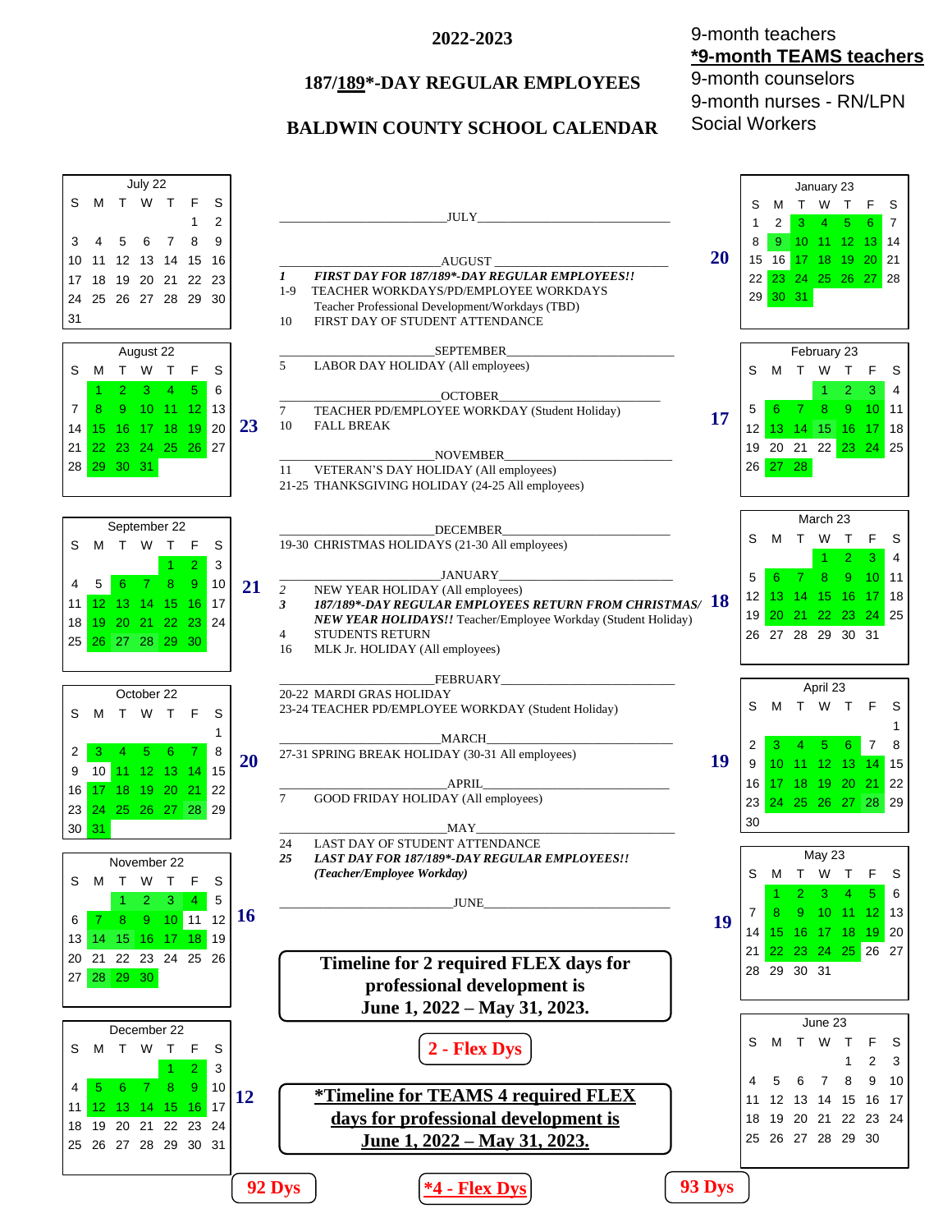# 2022-2023

## 187/189*-DAY REGULAR EMPLOYEES

## BALDWIN COUNTY SCHOOL CALENDAR

9-month teachers
**\*9-month TEAMS teachers**
9-month counselors
9-month nurses - RN/LPN
Social Workers

**July 22**

| S | M | T | W | T | F | S |
|---|---|---|---|---|---|---|
| | | | | | 1 | 2 |
| 3 | 4 | 5 | 6 | 7 | 8 | 9 |
| 10 | 11 | 12 | 13 | 14 | 15 | 16 |
| 17 | 18 | 19 | 20 | 21 | 22 | 23 |
| 24 | 25 | 26 | 27 | 28 | 29 | 30 |
| 31 | | | | | | |

**August 22** — 23

| S | M | T | W | T | F | S |
|---|---|---|---|---|---|---|
| | 1 | 2 | 3 | 4 | 5 | 6 |
| 7 | 8 | 9 | 10 | 11 | 12 | 13 |
| 14 | 15 | 16 | 17 | 18 | 19 | 20 |
| 21 | 22 | 23 | 24 | 25 | 26 | 27 |
| 28 | 29 | 30 | 31 | | | |

**September 22** — 21

| S | M | T | W | T | F | S |
|---|---|---|---|---|---|---|
| | | | | 1 | 2 | 3 |
| 4 | 5 | 6 | 7 | 8 | 9 | 10 |
| 11 | 12 | 13 | 14 | 15 | 16 | 17 |
| 18 | 19 | 20 | 21 | 22 | 23 | 24 |
| 25 | 26 | 27 | 28 | 29 | 30 | |

**October 22** — 20

| S | M | T | W | T | F | S |
|---|---|---|---|---|---|---|
| | | | | | | 1 |
| 2 | 3 | 4 | 5 | 6 | 7 | 8 |
| 9 | 10 | 11 | 12 | 13 | 14 | 15 |
| 16 | 17 | 18 | 19 | 20 | 21 | 22 |
| 23 | 24 | 25 | 26 | 27 | 28 | 29 |
| 30 | 31 | | | | | |

**November 22** — 16

| S | M | T | W | T | F | S |
|---|---|---|---|---|---|---|
| | | 1 | 2 | 3 | 4 | 5 |
| 6 | 7 | 8 | 9 | 10 | 11 | 12 |
| 13 | 14 | 15 | 16 | 17 | 18 | 19 |
| 20 | 21 | 22 | 23 | 24 | 25 | 26 |
| 27 | 28 | 29 | 30 | | | |

**December 22** — 12

| S | M | T | W | T | F | S |
|---|---|---|---|---|---|---|
| | | | | 1 | 2 | 3 |
| 4 | 5 | 6 | 7 | 8 | 9 | 10 |
| 11 | 12 | 13 | 14 | 15 | 16 | 17 |
| 18 | 19 | 20 | 21 | 22 | 23 | 24 |
| 25 | 26 | 27 | 28 | 29 | 30 | 31 |

**92 Dys**

**JULY**

**AUGUST**
- *1* ***FIRST DAY FOR 187/189\*-DAY REGULAR EMPLOYEES!!***
- 1-9 TEACHER WORKDAYS/PD/EMPLOYEE WORKDAYS
  Teacher Professional Development/Workdays (TBD)
- 10 FIRST DAY OF STUDENT ATTENDANCE

**SEPTEMBER**
- 5 LABOR DAY HOLIDAY (All employees)

**OCTOBER**
- 7 TEACHER PD/EMPLOYEE WORKDAY (Student Holiday)
- 10 FALL BREAK

**NOVEMBER**
- 11 VETERAN'S DAY HOLIDAY (All employees)
- 21-25 THANKSGIVING HOLIDAY (24-25 All employees)

**DECEMBER**
- 19-30 CHRISTMAS HOLIDAYS (21-30 All employees)

**JANUARY**
- *2* NEW YEAR HOLIDAY (All employees)
- ***3*** ***187/189\*-DAY REGULAR EMPLOYEES RETURN FROM CHRISTMAS/ NEW YEAR HOLIDAYS!!*** Teacher/Employee Workday (Student Holiday)
- 4 STUDENTS RETURN
- 16 MLK Jr. HOLIDAY (All employees)

**FEBRUARY**
- 20-22 MARDI GRAS HOLIDAY
- 23-24 TEACHER PD/EMPLOYEE WORKDAY (Student Holiday)

**MARCH**
- 27-31 SPRING BREAK HOLIDAY (30-31 All employees)

**APRIL**
- 7 GOOD FRIDAY HOLIDAY (All employees)

**MAY**
- 24 LAST DAY OF STUDENT ATTENDANCE
- ***25*** ***LAST DAY FOR 187/189\*-DAY REGULAR EMPLOYEES!!*** ***(Teacher/Employee Workday)***

**JUNE**

**Timeline for 2 required FLEX days for professional development is June 1, 2022 – May 31, 2023.**

**2 - Flex Dys**

**\*Timeline for TEAMS 4 required FLEX days for professional development is June 1, 2022 – May 31, 2023.**

**\*4 - Flex Dys**

**January 23** — 20

| S | M | T | W | T | F | S |
|---|---|---|---|---|---|---|
| 1 | 2 | 3 | 4 | 5 | 6 | 7 |
| 8 | 9 | 10 | 11 | 12 | 13 | 14 |
| 15 | 16 | 17 | 18 | 19 | 20 | 21 |
| 22 | 23 | 24 | 25 | 26 | 27 | 28 |
| 29 | 30 | 31 | | | | |

**February 23** — 17

| S | M | T | W | T | F | S |
|---|---|---|---|---|---|---|
| | | | 1 | 2 | 3 | 4 |
| 5 | 6 | 7 | 8 | 9 | 10 | 11 |
| 12 | 13 | 14 | 15 | 16 | 17 | 18 |
| 19 | 20 | 21 | 22 | 23 | 24 | 25 |
| 26 | 27 | 28 | | | | |

**March 23** — 18

| S | M | T | W | T | F | S |
|---|---|---|---|---|---|---|
| | | | 1 | 2 | 3 | 4 |
| 5 | 6 | 7 | 8 | 9 | 10 | 11 |
| 12 | 13 | 14 | 15 | 16 | 17 | 18 |
| 19 | 20 | 21 | 22 | 23 | 24 | 25 |
| 26 | 27 | 28 | 29 | 30 | 31 | |

**April 23** — 19

| S | M | T | W | T | F | S |
|---|---|---|---|---|---|---|
| | | | | | | 1 |
| 2 | 3 | 4 | 5 | 6 | 7 | 8 |
| 9 | 10 | 11 | 12 | 13 | 14 | 15 |
| 16 | 17 | 18 | 19 | 20 | 21 | 22 |
| 23 | 24 | 25 | 26 | 27 | 28 | 29 |
| 30 | | | | | | |

**May 23** — 19

| S | M | T | W | T | F | S |
|---|---|---|---|---|---|---|
| | 1 | 2 | 3 | 4 | 5 | 6 |
| 7 | 8 | 9 | 10 | 11 | 12 | 13 |
| 14 | 15 | 16 | 17 | 18 | 19 | 20 |
| 21 | 22 | 23 | 24 | 25 | 26 | 27 |
| 28 | 29 | 30 | 31 | | | |

**June 23**

| S | M | T | W | T | F | S |
|---|---|---|---|---|---|---|
| | | | | 1 | 2 | 3 |
| 4 | 5 | 6 | 7 | 8 | 9 | 10 |
| 11 | 12 | 13 | 14 | 15 | 16 | 17 |
| 18 | 19 | 20 | 21 | 22 | 23 | 24 |
| 25 | 26 | 27 | 28 | 29 | 30 | |

**93 Dys**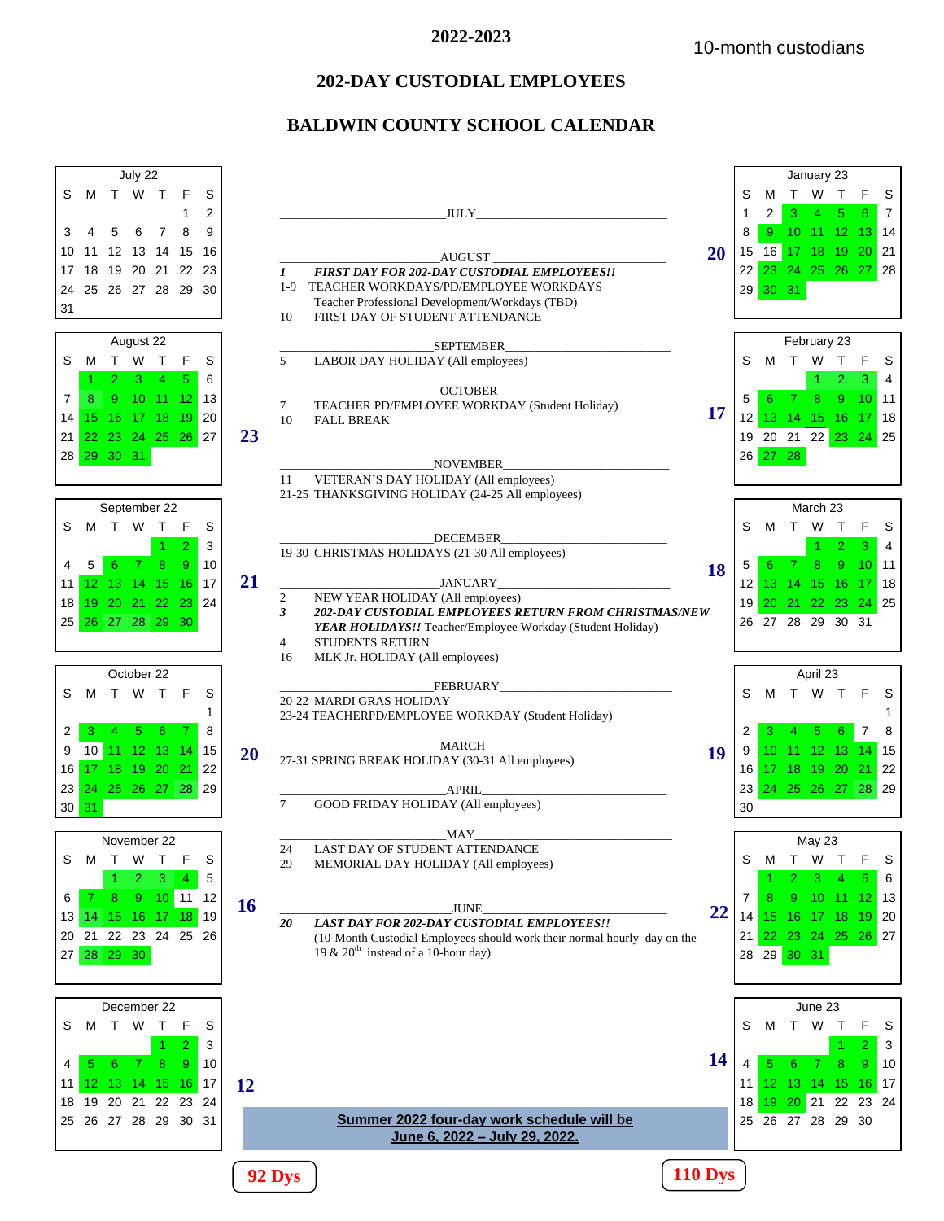# 2022-2023

10-month custodians

## 202-DAY CUSTODIAL EMPLOYEES

## BALDWIN COUNTY SCHOOL CALENDAR

**July 22**

| S | M | T | W | T | F | S |
|---|---|---|---|---|---|---|
| | | | | | 1 | 2 |
| 3 | 4 | 5 | 6 | 7 | 8 | 9 |
| 10 | 11 | 12 | 13 | 14 | 15 | 16 |
| 17 | 18 | 19 | 20 | 21 | 22 | 23 |
| 24 | 25 | 26 | 27 | 28 | 29 | 30 |
| 31 | | | | | | |

**August 22** — 23

| S | M | T | W | T | F | S |
|---|---|---|---|---|---|---|
| | 1 | 2 | 3 | 4 | 5 | 6 |
| 7 | 8 | 9 | 10 | 11 | 12 | 13 |
| 14 | 15 | 16 | 17 | 18 | 19 | 20 |
| 21 | 22 | 23 | 24 | 25 | 26 | 27 |
| 28 | 29 | 30 | 31 | | | |

**September 22** — 21

| S | M | T | W | T | F | S |
|---|---|---|---|---|---|---|
| | | | | 1 | 2 | 3 |
| 4 | 5 | 6 | 7 | 8 | 9 | 10 |
| 11 | 12 | 13 | 14 | 15 | 16 | 17 |
| 18 | 19 | 20 | 21 | 22 | 23 | 24 |
| 25 | 26 | 27 | 28 | 29 | 30 | |

**October 22** — 20

| S | M | T | W | T | F | S |
|---|---|---|---|---|---|---|
| | | | | | | 1 |
| 2 | 3 | 4 | 5 | 6 | 7 | 8 |
| 9 | 10 | 11 | 12 | 13 | 14 | 15 |
| 16 | 17 | 18 | 19 | 20 | 21 | 22 |
| 23 | 24 | 25 | 26 | 27 | 28 | 29 |
| 30 | 31 | | | | | |

**November 22** — 16

| S | M | T | W | T | F | S |
|---|---|---|---|---|---|---|
| | | 1 | 2 | 3 | 4 | 5 |
| 6 | 7 | 8 | 9 | 10 | 11 | 12 |
| 13 | 14 | 15 | 16 | 17 | 18 | 19 |
| 20 | 21 | 22 | 23 | 24 | 25 | 26 |
| 27 | 28 | 29 | 30 | | | |

**December 22** — 12

| S | M | T | W | T | F | S |
|---|---|---|---|---|---|---|
| | | | | 1 | 2 | 3 |
| 4 | 5 | 6 | 7 | 8 | 9 | 10 |
| 11 | 12 | 13 | 14 | 15 | 16 | 17 |
| 18 | 19 | 20 | 21 | 22 | 23 | 24 |
| 25 | 26 | 27 | 28 | 29 | 30 | 31 |

**92 Dys**

### JULY

### AUGUST

- *1* ***FIRST DAY FOR 202-DAY CUSTODIAL EMPLOYEES!!***
- 1-9 TEACHER WORKDAYS/PD/EMPLOYEE WORKDAYS Teacher Professional Development/Workdays (TBD)
- 10 FIRST DAY OF STUDENT ATTENDANCE

### SEPTEMBER

- 5 LABOR DAY HOLIDAY (All employees)

### OCTOBER

- 7 TEACHER PD/EMPLOYEE WORKDAY (Student Holiday)
- 10 FALL BREAK

### NOVEMBER

- 11 VETERAN'S DAY HOLIDAY (All employees)
- 21-25 THANKSGIVING HOLIDAY (24-25 All employees)

### DECEMBER

- 19-30 CHRISTMAS HOLIDAYS (21-30 All employees)

### JANUARY

- 2 NEW YEAR HOLIDAY (All employees)
- *3* ***202-DAY CUSTODIAL EMPLOYEES RETURN FROM CHRISTMAS/NEW YEAR HOLIDAYS!!*** Teacher/Employee Workday (Student Holiday)
- 4 STUDENTS RETURN
- 16 MLK Jr. HOLIDAY (All employees)

### FEBRUARY

- 20-22 MARDI GRAS HOLIDAY
- 23-24 TEACHERPD/EMPLOYEE WORKDAY (Student Holiday)

### MARCH

- 27-31 SPRING BREAK HOLIDAY (30-31 All employees)

### APRIL

- 7 GOOD FRIDAY HOLIDAY (All employees)

### MAY

- 24 LAST DAY OF STUDENT ATTENDANCE
- 29 MEMORIAL DAY HOLIDAY (All employees)

### JUNE

- *20* ***LAST DAY FOR 202-DAY CUSTODIAL EMPLOYEES!!*** (10-Month Custodial Employees should work their normal hourly day on the 19 & 20th instead of a 10-hour day)

**Summer 2022 four-day work schedule will be June 6, 2022 – July 29, 2022.**

**January 23** — 20

| S | M | T | W | T | F | S |
|---|---|---|---|---|---|---|
| 1 | 2 | 3 | 4 | 5 | 6 | 7 |
| 8 | 9 | 10 | 11 | 12 | 13 | 14 |
| 15 | 16 | 17 | 18 | 19 | 20 | 21 |
| 22 | 23 | 24 | 25 | 26 | 27 | 28 |
| 29 | 30 | 31 | | | | |

**February 23** — 17

| S | M | T | W | T | F | S |
|---|---|---|---|---|---|---|
| | | | 1 | 2 | 3 | 4 |
| 5 | 6 | 7 | 8 | 9 | 10 | 11 |
| 12 | 13 | 14 | 15 | 16 | 17 | 18 |
| 19 | 20 | 21 | 22 | 23 | 24 | 25 |
| 26 | 27 | 28 | | | | |

**March 23** — 18

| S | M | T | W | T | F | S |
|---|---|---|---|---|---|---|
| | | | 1 | 2 | 3 | 4 |
| 5 | 6 | 7 | 8 | 9 | 10 | 11 |
| 12 | 13 | 14 | 15 | 16 | 17 | 18 |
| 19 | 20 | 21 | 22 | 23 | 24 | 25 |
| 26 | 27 | 28 | 29 | 30 | 31 | |

**April 23** — 19

| S | M | T | W | T | F | S |
|---|---|---|---|---|---|---|
| | | | | | | 1 |
| 2 | 3 | 4 | 5 | 6 | 7 | 8 |
| 9 | 10 | 11 | 12 | 13 | 14 | 15 |
| 16 | 17 | 18 | 19 | 20 | 21 | 22 |
| 23 | 24 | 25 | 26 | 27 | 28 | 29 |
| 30 | | | | | | |

**May 23** — 22

| S | M | T | W | T | F | S |
|---|---|---|---|---|---|---|
| | 1 | 2 | 3 | 4 | 5 | 6 |
| 7 | 8 | 9 | 10 | 11 | 12 | 13 |
| 14 | 15 | 16 | 17 | 18 | 19 | 20 |
| 21 | 22 | 23 | 24 | 25 | 26 | 27 |
| 28 | 29 | 30 | 31 | | | |

**June 23** — 14

| S | M | T | W | T | F | S |
|---|---|---|---|---|---|---|
| | | | | 1 | 2 | 3 |
| 4 | 5 | 6 | 7 | 8 | 9 | 10 |
| 11 | 12 | 13 | 14 | 15 | 16 | 17 |
| 18 | 19 | 20 | 21 | 22 | 23 | 24 |
| 25 | 26 | 27 | 28 | 29 | 30 | |

**110 Dys**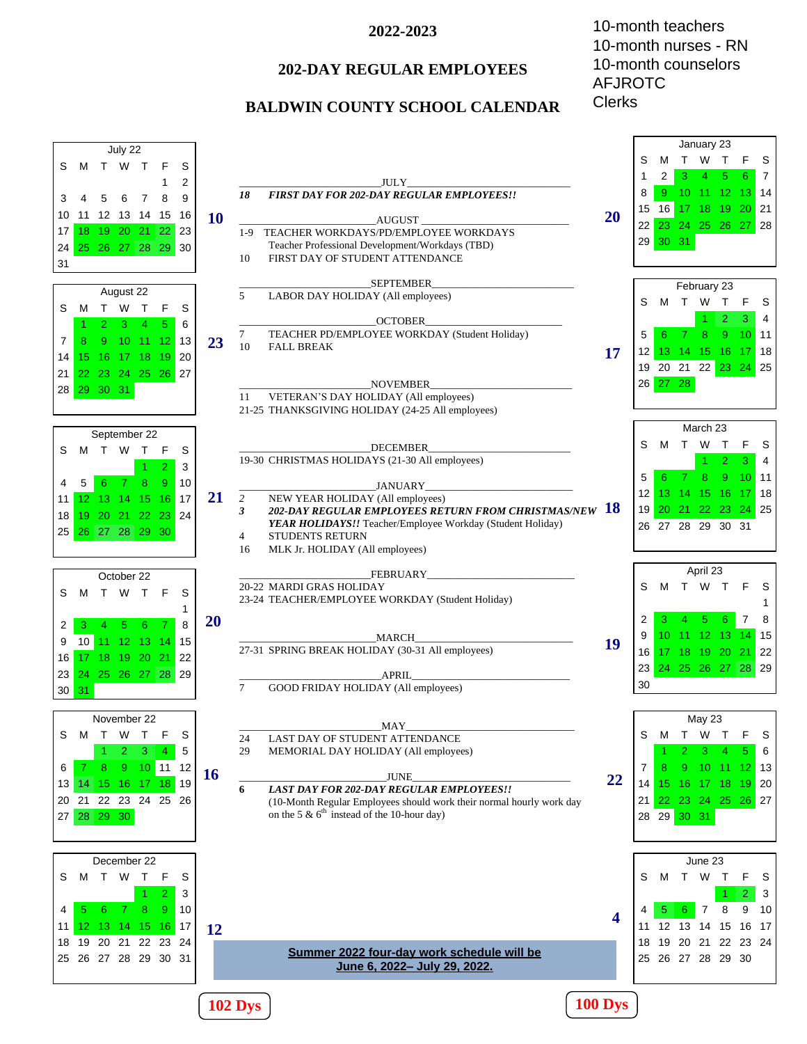## 2022-2023

## 202-DAY REGULAR EMPLOYEES

## BALDWIN COUNTY SCHOOL CALENDAR

10-month teachers
10-month nurses - RN
10-month counselors
AFJROTC
Clerks

**July 22**

| S | M | T | W | T | F | S |
|---|---|---|---|---|---|---|
| | | | | | 1 | 2 |
| 3 | 4 | 5 | 6 | 7 | 8 | 9 |
| 10 | 11 | 12 | 13 | 14 | 15 | 16 |
| 17 | 18 | 19 | 20 | 21 | 22 | 23 |
| 24 | 25 | 26 | 27 | 28 | 29 | 30 |
| 31 | | | | | | |

**10**

**August 22**

| S | M | T | W | T | F | S |
|---|---|---|---|---|---|---|
| | 1 | 2 | 3 | 4 | 5 | 6 |
| 7 | 8 | 9 | 10 | 11 | 12 | 13 |
| 14 | 15 | 16 | 17 | 18 | 19 | 20 |
| 21 | 22 | 23 | 24 | 25 | 26 | 27 |
| 28 | 29 | 30 | 31 | | | |

**23**

**September 22**

| S | M | T | W | T | F | S |
|---|---|---|---|---|---|---|
| | | | | 1 | 2 | 3 |
| 4 | 5 | 6 | 7 | 8 | 9 | 10 |
| 11 | 12 | 13 | 14 | 15 | 16 | 17 |
| 18 | 19 | 20 | 21 | 22 | 23 | 24 |
| 25 | 26 | 27 | 28 | 29 | 30 | |

**21**

**October 22**

| S | M | T | W | T | F | S |
|---|---|---|---|---|---|---|
| | | | | | | 1 |
| 2 | 3 | 4 | 5 | 6 | 7 | 8 |
| 9 | 10 | 11 | 12 | 13 | 14 | 15 |
| 16 | 17 | 18 | 19 | 20 | 21 | 22 |
| 23 | 24 | 25 | 26 | 27 | 28 | 29 |
| 30 | 31 | | | | | |

**20**

**November 22**

| S | M | T | W | T | F | S |
|---|---|---|---|---|---|---|
| | | 1 | 2 | 3 | 4 | 5 |
| 6 | 7 | 8 | 9 | 10 | 11 | 12 |
| 13 | 14 | 15 | 16 | 17 | 18 | 19 |
| 20 | 21 | 22 | 23 | 24 | 25 | 26 |
| 27 | 28 | 29 | 30 | | | |

**16**

**December 22**

| S | M | T | W | T | F | S |
|---|---|---|---|---|---|---|
| | | | | 1 | 2 | 3 |
| 4 | 5 | 6 | 7 | 8 | 9 | 10 |
| 11 | 12 | 13 | 14 | 15 | 16 | 17 |
| 18 | 19 | 20 | 21 | 22 | 23 | 24 |
| 25 | 26 | 27 | 28 | 29 | 30 | 31 |

**12**

**102 Dys**

**JULY**

***18 FIRST DAY FOR 202-DAY REGULAR EMPLOYEES!!***

**AUGUST**

1-9 TEACHER WORKDAYS/PD/EMPLOYEE WORKDAYS
Teacher Professional Development/Workdays (TBD)
10 FIRST DAY OF STUDENT ATTENDANCE

**SEPTEMBER**

5 LABOR DAY HOLIDAY (All employees)

**OCTOBER**

7 TEACHER PD/EMPLOYEE WORKDAY (Student Holiday)
10 FALL BREAK

**NOVEMBER**

11 VETERAN'S DAY HOLIDAY (All employees)
21-25 THANKSGIVING HOLIDAY (24-25 All employees)

**DECEMBER**

19-30 CHRISTMAS HOLIDAYS (21-30 All employees)

**JANUARY**

*2* NEW YEAR HOLIDAY (All employees)
***3 202-DAY REGULAR EMPLOYEES RETURN FROM CHRISTMAS/NEW YEAR HOLIDAYS!!*** Teacher/Employee Workday (Student Holiday)
4 STUDENTS RETURN
16 MLK Jr. HOLIDAY (All employees)

**FEBRUARY**

20-22 MARDI GRAS HOLIDAY
23-24 TEACHER/EMPLOYEE WORKDAY (Student Holiday)

**MARCH**

27-31 SPRING BREAK HOLIDAY (30-31 All employees)

**APRIL**

7 GOOD FRIDAY HOLIDAY (All employees)

**MAY**

24 LAST DAY OF STUDENT ATTENDANCE
29 MEMORIAL DAY HOLIDAY (All employees)

**JUNE**

***6 LAST DAY FOR 202-DAY REGULAR EMPLOYEES!!***
(10-Month Regular Employees should work their normal hourly work day on the 5 & 6th instead of the 10-hour day)

**Summer 2022 four-day work schedule will be June 6, 2022– July 29, 2022.**

**January 23**

| S | M | T | W | T | F | S |
|---|---|---|---|---|---|---|
| 1 | 2 | 3 | 4 | 5 | 6 | 7 |
| 8 | 9 | 10 | 11 | 12 | 13 | 14 |
| 15 | 16 | 17 | 18 | 19 | 20 | 21 |
| 22 | 23 | 24 | 25 | 26 | 27 | 28 |
| 29 | 30 | 31 | | | | |

**20**

**February 23**

| S | M | T | W | T | F | S |
|---|---|---|---|---|---|---|
| | | | 1 | 2 | 3 | 4 |
| 5 | 6 | 7 | 8 | 9 | 10 | 11 |
| 12 | 13 | 14 | 15 | 16 | 17 | 18 |
| 19 | 20 | 21 | 22 | 23 | 24 | 25 |
| 26 | 27 | 28 | | | | |

**17**

**March 23**

| S | M | T | W | T | F | S |
|---|---|---|---|---|---|---|
| | | | 1 | 2 | 3 | 4 |
| 5 | 6 | 7 | 8 | 9 | 10 | 11 |
| 12 | 13 | 14 | 15 | 16 | 17 | 18 |
| 19 | 20 | 21 | 22 | 23 | 24 | 25 |
| 26 | 27 | 28 | 29 | 30 | 31 | |

**18**

**April 23**

| S | M | T | W | T | F | S |
|---|---|---|---|---|---|---|
| | | | | | | 1 |
| 2 | 3 | 4 | 5 | 6 | 7 | 8 |
| 9 | 10 | 11 | 12 | 13 | 14 | 15 |
| 16 | 17 | 18 | 19 | 20 | 21 | 22 |
| 23 | 24 | 25 | 26 | 27 | 28 | 29 |
| 30 | | | | | | |

**19**

**May 23**

| S | M | T | W | T | F | S |
|---|---|---|---|---|---|---|
| | 1 | 2 | 3 | 4 | 5 | 6 |
| 7 | 8 | 9 | 10 | 11 | 12 | 13 |
| 14 | 15 | 16 | 17 | 18 | 19 | 20 |
| 21 | 22 | 23 | 24 | 25 | 26 | 27 |
| 28 | 29 | 30 | 31 | | | |

**22**

**June 23**

| S | M | T | W | T | F | S |
|---|---|---|---|---|---|---|
| | | | | 1 | 2 | 3 |
| 4 | 5 | 6 | 7 | 8 | 9 | 10 |
| 11 | 12 | 13 | 14 | 15 | 16 | 17 |
| 18 | 19 | 20 | 21 | 22 | 23 | 24 |
| 25 | 26 | 27 | 28 | 29 | 30 | |

**4**

**100 Dys**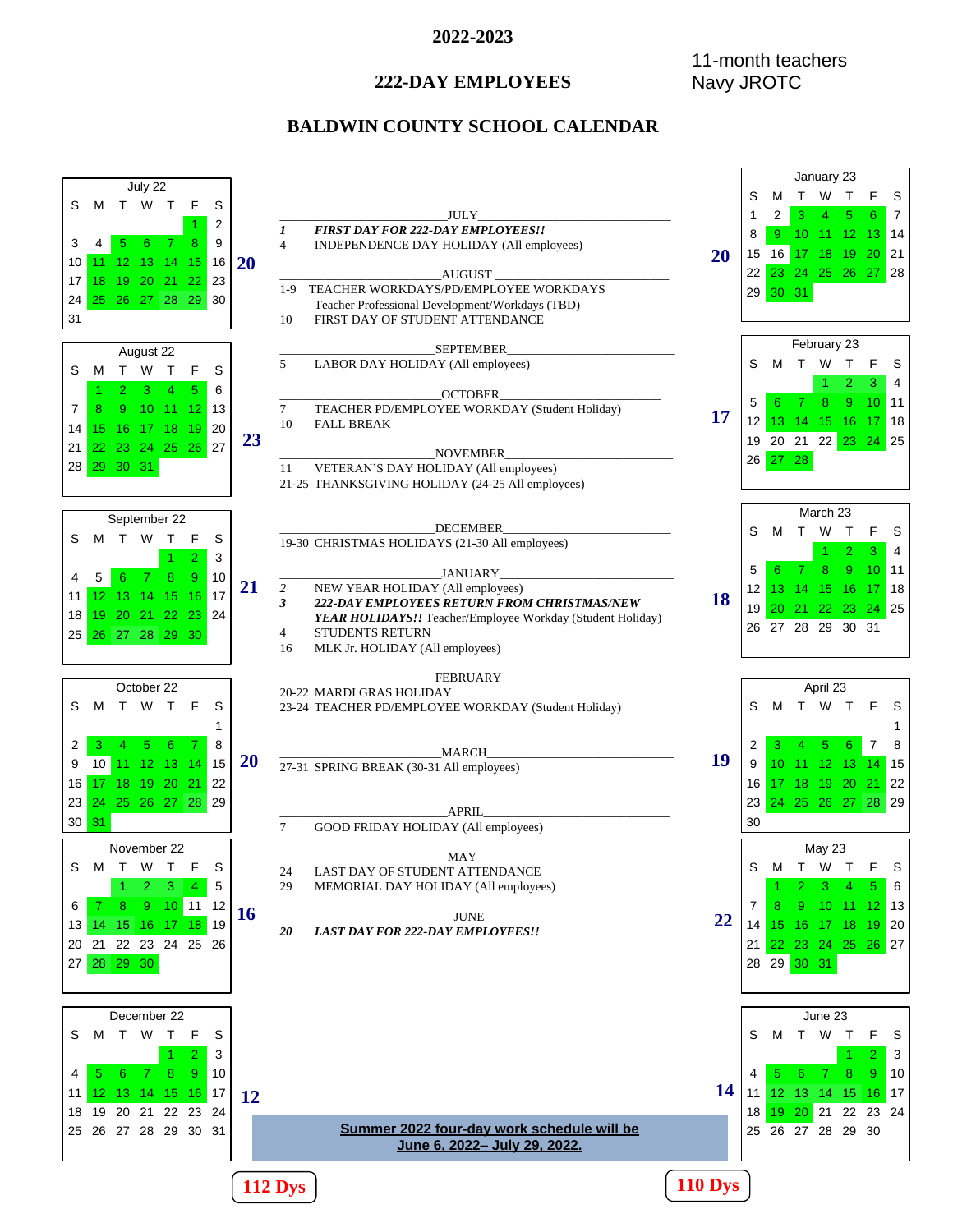# 2022-2023

## 222-DAY EMPLOYEES

11-month teachers
Navy JROTC

## BALDWIN COUNTY SCHOOL CALENDAR

**JULY**

- ***1 FIRST DAY FOR 222-DAY EMPLOYEES!!***
- 4 INDEPENDENCE DAY HOLIDAY (All employees)

**AUGUST**

- 1-9 TEACHER WORKDAYS/PD/EMPLOYEE WORKDAYS
  Teacher Professional Development/Workdays (TBD)
- 10 FIRST DAY OF STUDENT ATTENDANCE

**SEPTEMBER**

- 5 LABOR DAY HOLIDAY (All employees)

**OCTOBER**

- 7 TEACHER PD/EMPLOYEE WORKDAY (Student Holiday)
- 10 FALL BREAK

**NOVEMBER**

- 11 VETERAN'S DAY HOLIDAY (All employees)
- 21-25 THANKSGIVING HOLIDAY (24-25 All employees)

**DECEMBER**

- 19-30 CHRISTMAS HOLIDAYS (21-30 All employees)

**JANUARY**

- 2 NEW YEAR HOLIDAY (All employees)
- ***3 222-DAY EMPLOYEES RETURN FROM CHRISTMAS/NEW YEAR HOLIDAYS!!*** Teacher/Employee Workday (Student Holiday)
- 4 STUDENTS RETURN
- 16 MLK Jr. HOLIDAY (All employees)

**FEBRUARY**

- 20-22 MARDI GRAS HOLIDAY
- 23-24 TEACHER PD/EMPLOYEE WORKDAY (Student Holiday)

**MARCH**

- 27-31 SPRING BREAK (30-31 All employees)

**APRIL**

- 7 GOOD FRIDAY HOLIDAY (All employees)

**MAY**

- 24 LAST DAY OF STUDENT ATTENDANCE
- 29 MEMORIAL DAY HOLIDAY (All employees)

**JUNE**

- ***20 LAST DAY FOR 222-DAY EMPLOYEES!!***

**Summer 2022 four-day work schedule will be June 6, 2022– July 29, 2022.**

### Monthly calendars (work days highlighted in original; monthly work-day totals shown)

**July 22 — 20 days**

| S | M | T | W | T | F | S |
|---|---|---|---|---|---|---|
| | | | | | 1 | 2 |
| 3 | 4 | 5 | 6 | 7 | 8 | 9 |
| 10 | 11 | 12 | 13 | 14 | 15 | 16 |
| 17 | 18 | 19 | 20 | 21 | 22 | 23 |
| 24 | 25 | 26 | 27 | 28 | 29 | 30 |
| 31 | | | | | | |

**August 22 — 23 days**

| S | M | T | W | T | F | S |
|---|---|---|---|---|---|---|
| | 1 | 2 | 3 | 4 | 5 | 6 |
| 7 | 8 | 9 | 10 | 11 | 12 | 13 |
| 14 | 15 | 16 | 17 | 18 | 19 | 20 |
| 21 | 22 | 23 | 24 | 25 | 26 | 27 |
| 28 | 29 | 30 | 31 | | | |

**September 22 — 21 days**

| S | M | T | W | T | F | S |
|---|---|---|---|---|---|---|
| | | | | 1 | 2 | 3 |
| 4 | 5 | 6 | 7 | 8 | 9 | 10 |
| 11 | 12 | 13 | 14 | 15 | 16 | 17 |
| 18 | 19 | 20 | 21 | 22 | 23 | 24 |
| 25 | 26 | 27 | 28 | 29 | 30 | |

**October 22 — 20 days**

| S | M | T | W | T | F | S |
|---|---|---|---|---|---|---|
| | | | | | | 1 |
| 2 | 3 | 4 | 5 | 6 | 7 | 8 |
| 9 | 10 | 11 | 12 | 13 | 14 | 15 |
| 16 | 17 | 18 | 19 | 20 | 21 | 22 |
| 23 | 24 | 25 | 26 | 27 | 28 | 29 |
| 30 | 31 | | | | | |

**November 22 — 16 days**

| S | M | T | W | T | F | S |
|---|---|---|---|---|---|---|
| | | 1 | 2 | 3 | 4 | 5 |
| 6 | 7 | 8 | 9 | 10 | 11 | 12 |
| 13 | 14 | 15 | 16 | 17 | 18 | 19 |
| 20 | 21 | 22 | 23 | 24 | 25 | 26 |
| 27 | 28 | 29 | 30 | | | |

**December 22 — 12 days**

| S | M | T | W | T | F | S |
|---|---|---|---|---|---|---|
| | | | | 1 | 2 | 3 |
| 4 | 5 | 6 | 7 | 8 | 9 | 10 |
| 11 | 12 | 13 | 14 | 15 | 16 | 17 |
| 18 | 19 | 20 | 21 | 22 | 23 | 24 |
| 25 | 26 | 27 | 28 | 29 | 30 | 31 |

**112 Dys**

**January 23 — 20 days**

| S | M | T | W | T | F | S |
|---|---|---|---|---|---|---|
| 1 | 2 | 3 | 4 | 5 | 6 | 7 |
| 8 | 9 | 10 | 11 | 12 | 13 | 14 |
| 15 | 16 | 17 | 18 | 19 | 20 | 21 |
| 22 | 23 | 24 | 25 | 26 | 27 | 28 |
| 29 | 30 | 31 | | | | |

**February 23 — 17 days**

| S | M | T | W | T | F | S |
|---|---|---|---|---|---|---|
| | | | 1 | 2 | 3 | 4 |
| 5 | 6 | 7 | 8 | 9 | 10 | 11 |
| 12 | 13 | 14 | 15 | 16 | 17 | 18 |
| 19 | 20 | 21 | 22 | 23 | 24 | 25 |
| 26 | 27 | 28 | | | | |

**March 23 — 18 days**

| S | M | T | W | T | F | S |
|---|---|---|---|---|---|---|
| | | | 1 | 2 | 3 | 4 |
| 5 | 6 | 7 | 8 | 9 | 10 | 11 |
| 12 | 13 | 14 | 15 | 16 | 17 | 18 |
| 19 | 20 | 21 | 22 | 23 | 24 | 25 |
| 26 | 27 | 28 | 29 | 30 | 31 | |

**April 23 — 19 days**

| S | M | T | W | T | F | S |
|---|---|---|---|---|---|---|
| | | | | | | 1 |
| 2 | 3 | 4 | 5 | 6 | 7 | 8 |
| 9 | 10 | 11 | 12 | 13 | 14 | 15 |
| 16 | 17 | 18 | 19 | 20 | 21 | 22 |
| 23 | 24 | 25 | 26 | 27 | 28 | 29 |
| 30 | | | | | | |

**May 23 — 22 days**

| S | M | T | W | T | F | S |
|---|---|---|---|---|---|---|
| | 1 | 2 | 3 | 4 | 5 | 6 |
| 7 | 8 | 9 | 10 | 11 | 12 | 13 |
| 14 | 15 | 16 | 17 | 18 | 19 | 20 |
| 21 | 22 | 23 | 24 | 25 | 26 | 27 |
| 28 | 29 | 30 | 31 | | | |

**June 23 — 14 days**

| S | M | T | W | T | F | S |
|---|---|---|---|---|---|---|
| | | | | 1 | 2 | 3 |
| 4 | 5 | 6 | 7 | 8 | 9 | 10 |
| 11 | 12 | 13 | 14 | 15 | 16 | 17 |
| 18 | 19 | 20 | 21 | 22 | 23 | 24 |
| 25 | 26 | 27 | 28 | 29 | 30 | |

**110 Dys**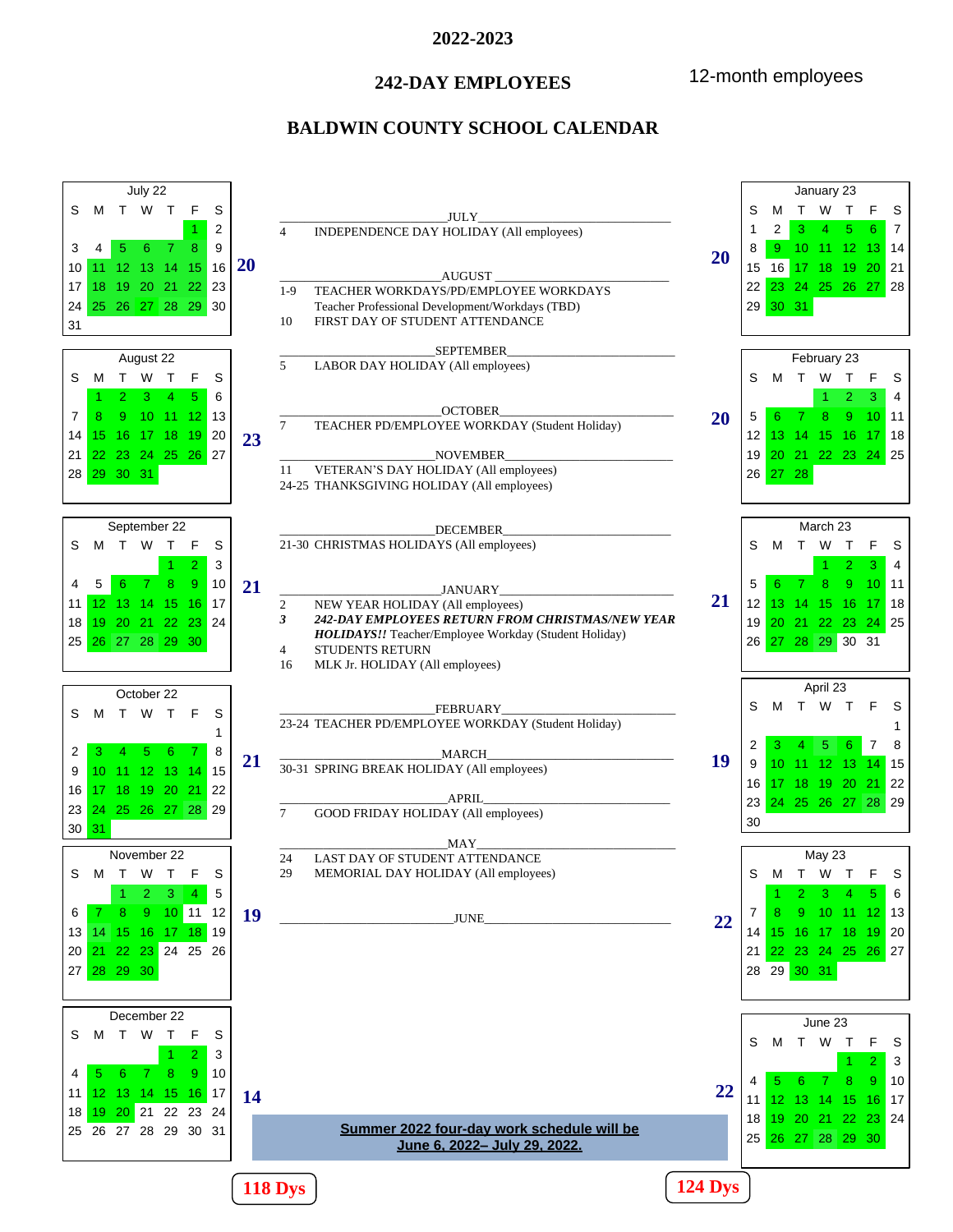# 2022-2023

## 242-DAY EMPLOYEES

12-month employees

## BALDWIN COUNTY SCHOOL CALENDAR

**July 22** — 20

| S | M | T | W | T | F | S |
|---|---|---|---|---|---|---|
| | | | | | 1 | 2 |
| 3 | 4 | 5 | 6 | 7 | 8 | 9 |
| 10 | 11 | 12 | 13 | 14 | 15 | 16 |
| 17 | 18 | 19 | 20 | 21 | 22 | 23 |
| 24 | 25 | 26 | 27 | 28 | 29 | 30 |
| 31 | | | | | | |

**August 22** — 23

| S | M | T | W | T | F | S |
|---|---|---|---|---|---|---|
| | 1 | 2 | 3 | 4 | 5 | 6 |
| 7 | 8 | 9 | 10 | 11 | 12 | 13 |
| 14 | 15 | 16 | 17 | 18 | 19 | 20 |
| 21 | 22 | 23 | 24 | 25 | 26 | 27 |
| 28 | 29 | 30 | 31 | | | |

**September 22** — 21

| S | M | T | W | T | F | S |
|---|---|---|---|---|---|---|
| | | | | 1 | 2 | 3 |
| 4 | 5 | 6 | 7 | 8 | 9 | 10 |
| 11 | 12 | 13 | 14 | 15 | 16 | 17 |
| 18 | 19 | 20 | 21 | 22 | 23 | 24 |
| 25 | 26 | 27 | 28 | 29 | 30 | |

**October 22** — 21

| S | M | T | W | T | F | S |
|---|---|---|---|---|---|---|
| | | | | | | 1 |
| 2 | 3 | 4 | 5 | 6 | 7 | 8 |
| 9 | 10 | 11 | 12 | 13 | 14 | 15 |
| 16 | 17 | 18 | 19 | 20 | 21 | 22 |
| 23 | 24 | 25 | 26 | 27 | 28 | 29 |
| 30 | 31 | | | | | |

**November 22** — 19

| S | M | T | W | T | F | S |
|---|---|---|---|---|---|---|
| | | 1 | 2 | 3 | 4 | 5 |
| 6 | 7 | 8 | 9 | 10 | 11 | 12 |
| 13 | 14 | 15 | 16 | 17 | 18 | 19 |
| 20 | 21 | 22 | 23 | 24 | 25 | 26 |
| 27 | 28 | 29 | 30 | | | |

**December 22** — 14

| S | M | T | W | T | F | S |
|---|---|---|---|---|---|---|
| | | | | 1 | 2 | 3 |
| 4 | 5 | 6 | 7 | 8 | 9 | 10 |
| 11 | 12 | 13 | 14 | 15 | 16 | 17 |
| 18 | 19 | 20 | 21 | 22 | 23 | 24 |
| 25 | 26 | 27 | 28 | 29 | 30 | 31 |

**118 Dys**

### JULY
4 INDEPENDENCE DAY HOLIDAY (All employees)

### AUGUST
1-9 TEACHER WORKDAYS/PD/EMPLOYEE WORKDAYS
Teacher Professional Development/Workdays (TBD)
10 FIRST DAY OF STUDENT ATTENDANCE

### SEPTEMBER
5 LABOR DAY HOLIDAY (All employees)

### OCTOBER
7 TEACHER PD/EMPLOYEE WORKDAY (Student Holiday)

### NOVEMBER
11 VETERAN'S DAY HOLIDAY (All employees)
24-25 THANKSGIVING HOLIDAY (All employees)

### DECEMBER
21-30 CHRISTMAS HOLIDAYS (All employees)

### JANUARY
2 NEW YEAR HOLIDAY (All employees)
***3*** ***242-DAY EMPLOYEES RETURN FROM CHRISTMAS/NEW YEAR HOLIDAYS!!*** Teacher/Employee Workday (Student Holiday)
4 STUDENTS RETURN
16 MLK Jr. HOLIDAY (All employees)

### FEBRUARY
23-24 TEACHER PD/EMPLOYEE WORKDAY (Student Holiday)

### MARCH
30-31 SPRING BREAK HOLIDAY (All employees)

### APRIL
7 GOOD FRIDAY HOLIDAY (All employees)

### MAY
24 LAST DAY OF STUDENT ATTENDANCE
29 MEMORIAL DAY HOLIDAY (All employees)

### JUNE

**Summer 2022 four-day work schedule will be June 6, 2022– July 29, 2022.**

**January 23** — 20

| S | M | T | W | T | F | S |
|---|---|---|---|---|---|---|
| 1 | 2 | 3 | 4 | 5 | 6 | 7 |
| 8 | 9 | 10 | 11 | 12 | 13 | 14 |
| 15 | 16 | 17 | 18 | 19 | 20 | 21 |
| 22 | 23 | 24 | 25 | 26 | 27 | 28 |
| 29 | 30 | 31 | | | | |

**February 23** — 20

| S | M | T | W | T | F | S |
|---|---|---|---|---|---|---|
| | | | 1 | 2 | 3 | 4 |
| 5 | 6 | 7 | 8 | 9 | 10 | 11 |
| 12 | 13 | 14 | 15 | 16 | 17 | 18 |
| 19 | 20 | 21 | 22 | 23 | 24 | 25 |
| 26 | 27 | 28 | | | | |

**March 23** — 21

| S | M | T | W | T | F | S |
|---|---|---|---|---|---|---|
| | | | 1 | 2 | 3 | 4 |
| 5 | 6 | 7 | 8 | 9 | 10 | 11 |
| 12 | 13 | 14 | 15 | 16 | 17 | 18 |
| 19 | 20 | 21 | 22 | 23 | 24 | 25 |
| 26 | 27 | 28 | 29 | 30 | 31 | |

**April 23** — 19

| S | M | T | W | T | F | S |
|---|---|---|---|---|---|---|
| | | | | | | 1 |
| 2 | 3 | 4 | 5 | 6 | 7 | 8 |
| 9 | 10 | 11 | 12 | 13 | 14 | 15 |
| 16 | 17 | 18 | 19 | 20 | 21 | 22 |
| 23 | 24 | 25 | 26 | 27 | 28 | 29 |
| 30 | | | | | | |

**May 23** — 22

| S | M | T | W | T | F | S |
|---|---|---|---|---|---|---|
| | 1 | 2 | 3 | 4 | 5 | 6 |
| 7 | 8 | 9 | 10 | 11 | 12 | 13 |
| 14 | 15 | 16 | 17 | 18 | 19 | 20 |
| 21 | 22 | 23 | 24 | 25 | 26 | 27 |
| 28 | 29 | 30 | 31 | | | |

**June 23** — 22

| S | M | T | W | T | F | S |
|---|---|---|---|---|---|---|
| | | | | 1 | 2 | 3 |
| 4 | 5 | 6 | 7 | 8 | 9 | 10 |
| 11 | 12 | 13 | 14 | 15 | 16 | 17 |
| 18 | 19 | 20 | 21 | 22 | 23 | 24 |
| 25 | 26 | 27 | 28 | 29 | 30 | |

**124 Dys**